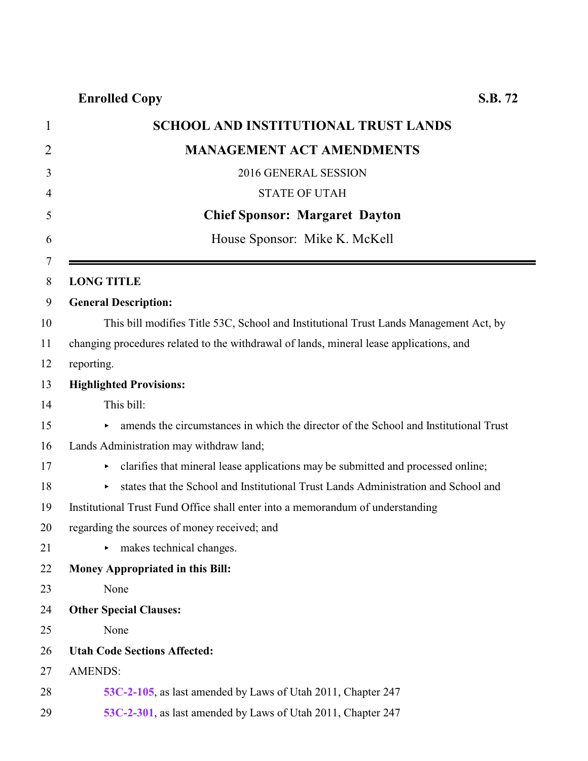**Enrolled Copy** **S.B. 72**

# SCHOOL AND INSTITUTIONAL TRUST LANDS MANAGEMENT ACT AMENDMENTS

2016 GENERAL SESSION

STATE OF UTAH

**Chief Sponsor: Margaret Dayton**

House Sponsor: Mike K. McKell

---

**LONG TITLE**

**General Description:**

This bill modifies Title 53C, School and Institutional Trust Lands Management Act, by changing procedures related to the withdrawal of lands, mineral lease applications, and reporting.

**Highlighted Provisions:**

This bill:

- amends the circumstances in which the director of the School and Institutional Trust Lands Administration may withdraw land;
- clarifies that mineral lease applications may be submitted and processed online;
- states that the School and Institutional Trust Lands Administration and School and Institutional Trust Fund Office shall enter into a memorandum of understanding regarding the sources of money received; and
- makes technical changes.

**Money Appropriated in this Bill:**

None

**Other Special Clauses:**

None

**Utah Code Sections Affected:**

AMENDS:

**53C-2-105**, as last amended by Laws of Utah 2011, Chapter 247

**53C-2-301**, as last amended by Laws of Utah 2011, Chapter 247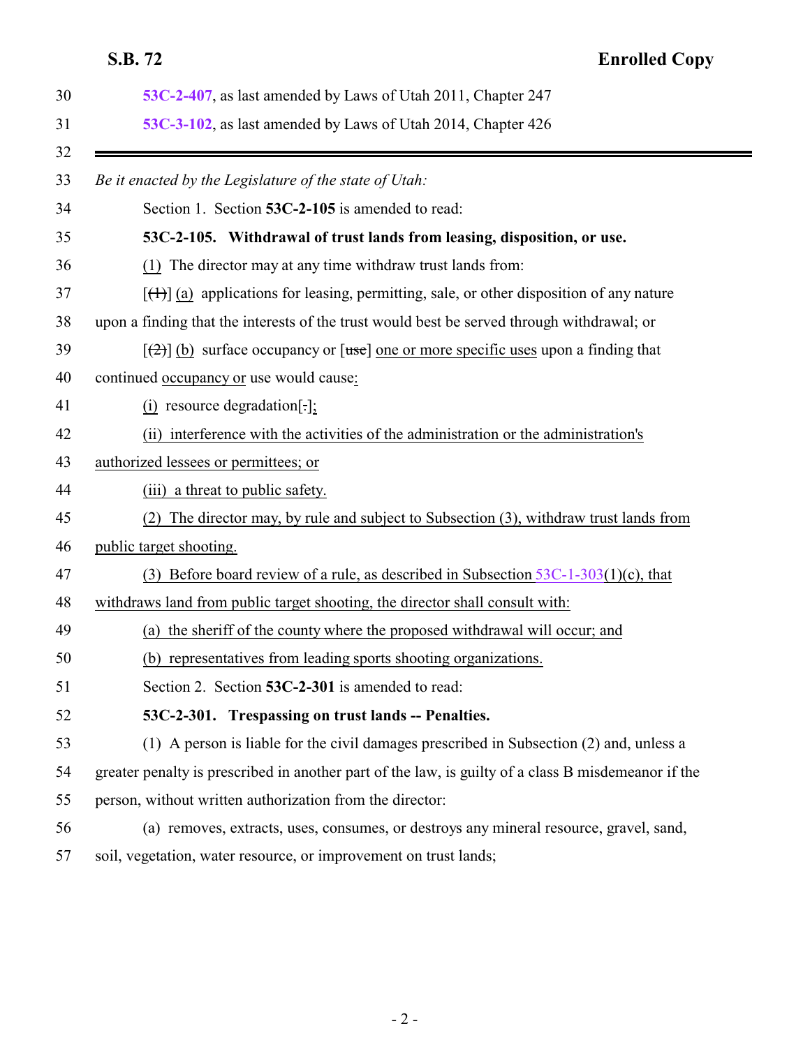53C-2-407, as last amended by Laws of Utah 2011, Chapter 247

53C-3-102, as last amended by Laws of Utah 2014, Chapter 426

---

*Be it enacted by the Legislature of the state of Utah:*

Section 1. Section **53C-2-105** is amended to read:

**53C-2-105. Withdrawal of trust lands from leasing, disposition, or use.**

(1) The director may at any time withdraw trust lands from:

[(1)] (a) applications for leasing, permitting, sale, or other disposition of any nature upon a finding that the interests of the trust would best be served through withdrawal; or

[(2)] (b) surface occupancy or [use] one or more specific uses upon a finding that continued occupancy or use would cause:

(i) resource degradation[.];

(ii) interference with the activities of the administration or the administration's authorized lessees or permittees; or

(iii) a threat to public safety.

(2) The director may, by rule and subject to Subsection (3), withdraw trust lands from public target shooting.

(3) Before board review of a rule, as described in Subsection 53C-1-303(1)(c), that withdraws land from public target shooting, the director shall consult with:

(a) the sheriff of the county where the proposed withdrawal will occur; and

(b) representatives from leading sports shooting organizations.

Section 2. Section **53C-2-301** is amended to read:

**53C-2-301. Trespassing on trust lands -- Penalties.**

(1) A person is liable for the civil damages prescribed in Subsection (2) and, unless a greater penalty is prescribed in another part of the law, is guilty of a class B misdemeanor if the person, without written authorization from the director:

(a) removes, extracts, uses, consumes, or destroys any mineral resource, gravel, sand, soil, vegetation, water resource, or improvement on trust lands;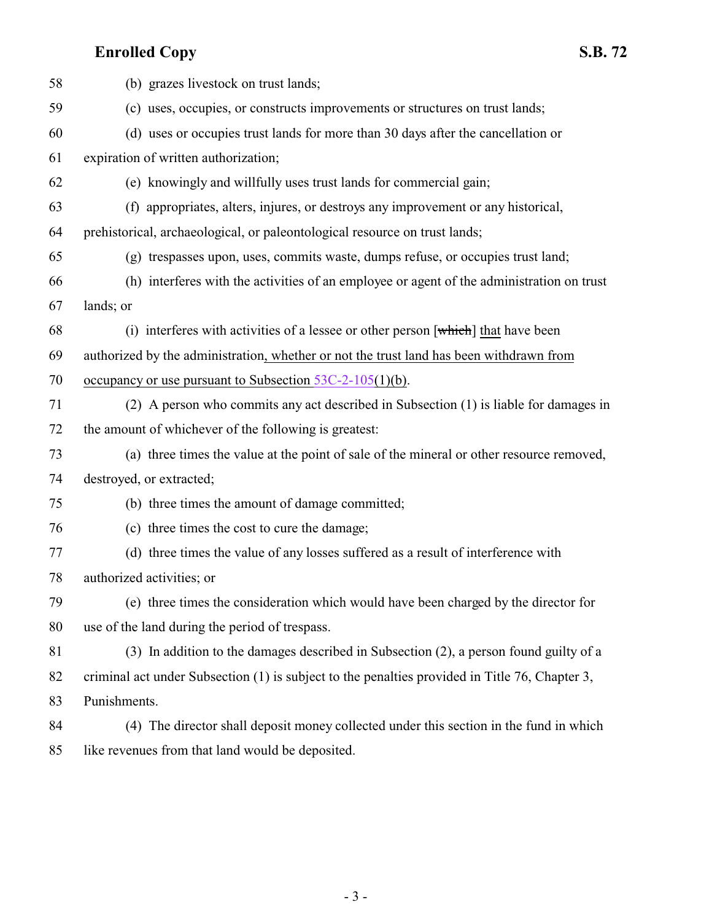(b) grazes livestock on trust lands;

(c) uses, occupies, or constructs improvements or structures on trust lands;

(d) uses or occupies trust lands for more than 30 days after the cancellation or expiration of written authorization;

(e) knowingly and willfully uses trust lands for commercial gain;

(f) appropriates, alters, injures, or destroys any improvement or any historical, prehistorical, archaeological, or paleontological resource on trust lands;

(g) trespasses upon, uses, commits waste, dumps refuse, or occupies trust land;

(h) interferes with the activities of an employee or agent of the administration on trust lands; or

(i) interferes with activities of a lessee or other person [~~which~~] that have been authorized by the administration, whether or not the trust land has been withdrawn from occupancy or use pursuant to Subsection 53C-2-105(1)(b).

(2) A person who commits any act described in Subsection (1) is liable for damages in the amount of whichever of the following is greatest:

(a) three times the value at the point of sale of the mineral or other resource removed, destroyed, or extracted;

(b) three times the amount of damage committed;

(c) three times the cost to cure the damage;

(d) three times the value of any losses suffered as a result of interference with authorized activities; or

(e) three times the consideration which would have been charged by the director for use of the land during the period of trespass.

(3) In addition to the damages described in Subsection (2), a person found guilty of a criminal act under Subsection (1) is subject to the penalties provided in Title 76, Chapter 3, Punishments.

(4) The director shall deposit money collected under this section in the fund in which like revenues from that land would be deposited.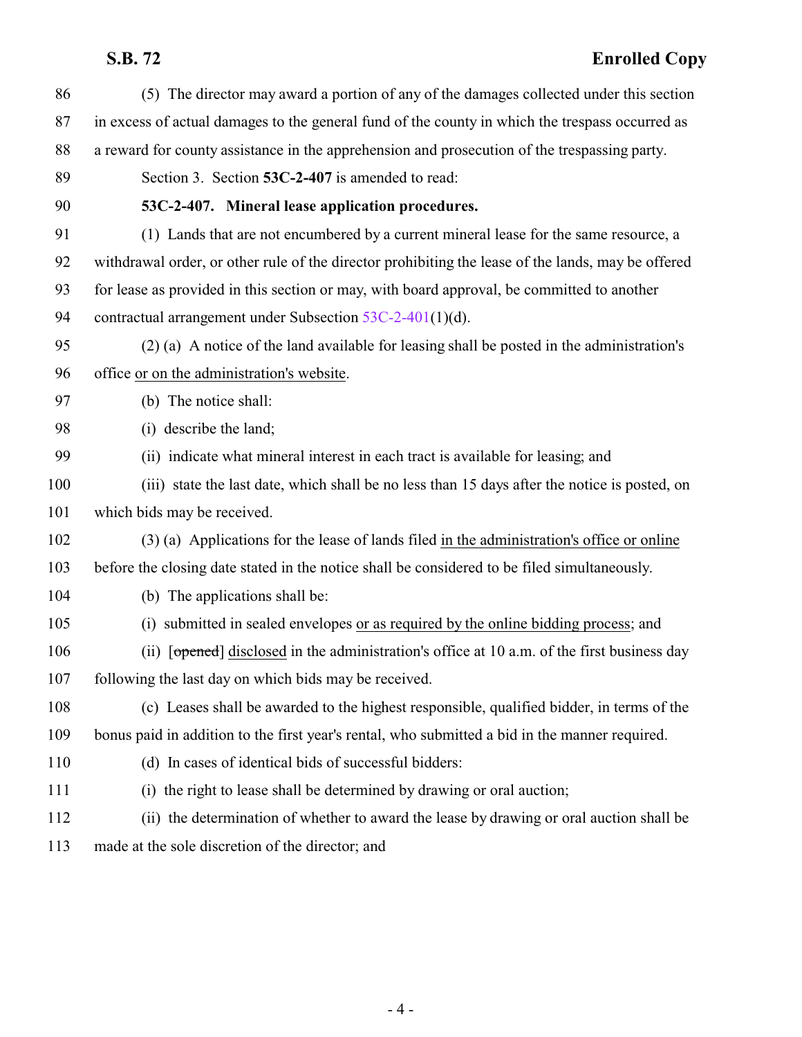(5) The director may award a portion of any of the damages collected under this section in excess of actual damages to the general fund of the county in which the trespass occurred as a reward for county assistance in the apprehension and prosecution of the trespassing party.

Section 3. Section **53C-2-407** is amended to read:

**53C-2-407. Mineral lease application procedures.**

(1) Lands that are not encumbered by a current mineral lease for the same resource, a withdrawal order, or other rule of the director prohibiting the lease of the lands, may be offered for lease as provided in this section or may, with board approval, be committed to another contractual arrangement under Subsection 53C-2-401(1)(d).

(2) (a) A notice of the land available for leasing shall be posted in the administration's office <u>or on the administration's website</u>.

(b) The notice shall:

(i) describe the land;

(ii) indicate what mineral interest in each tract is available for leasing; and

(iii) state the last date, which shall be no less than 15 days after the notice is posted, on which bids may be received.

(3) (a) Applications for the lease of lands filed <u>in the administration's office or online</u> before the closing date stated in the notice shall be considered to be filed simultaneously.

(b) The applications shall be:

(i) submitted in sealed envelopes <u>or as required by the online bidding process</u>; and

(ii) [~~opened~~] <u>disclosed</u> in the administration's office at 10 a.m. of the first business day following the last day on which bids may be received.

(c) Leases shall be awarded to the highest responsible, qualified bidder, in terms of the bonus paid in addition to the first year's rental, who submitted a bid in the manner required.

(d) In cases of identical bids of successful bidders:

(i) the right to lease shall be determined by drawing or oral auction;

(ii) the determination of whether to award the lease by drawing or oral auction shall be made at the sole discretion of the director; and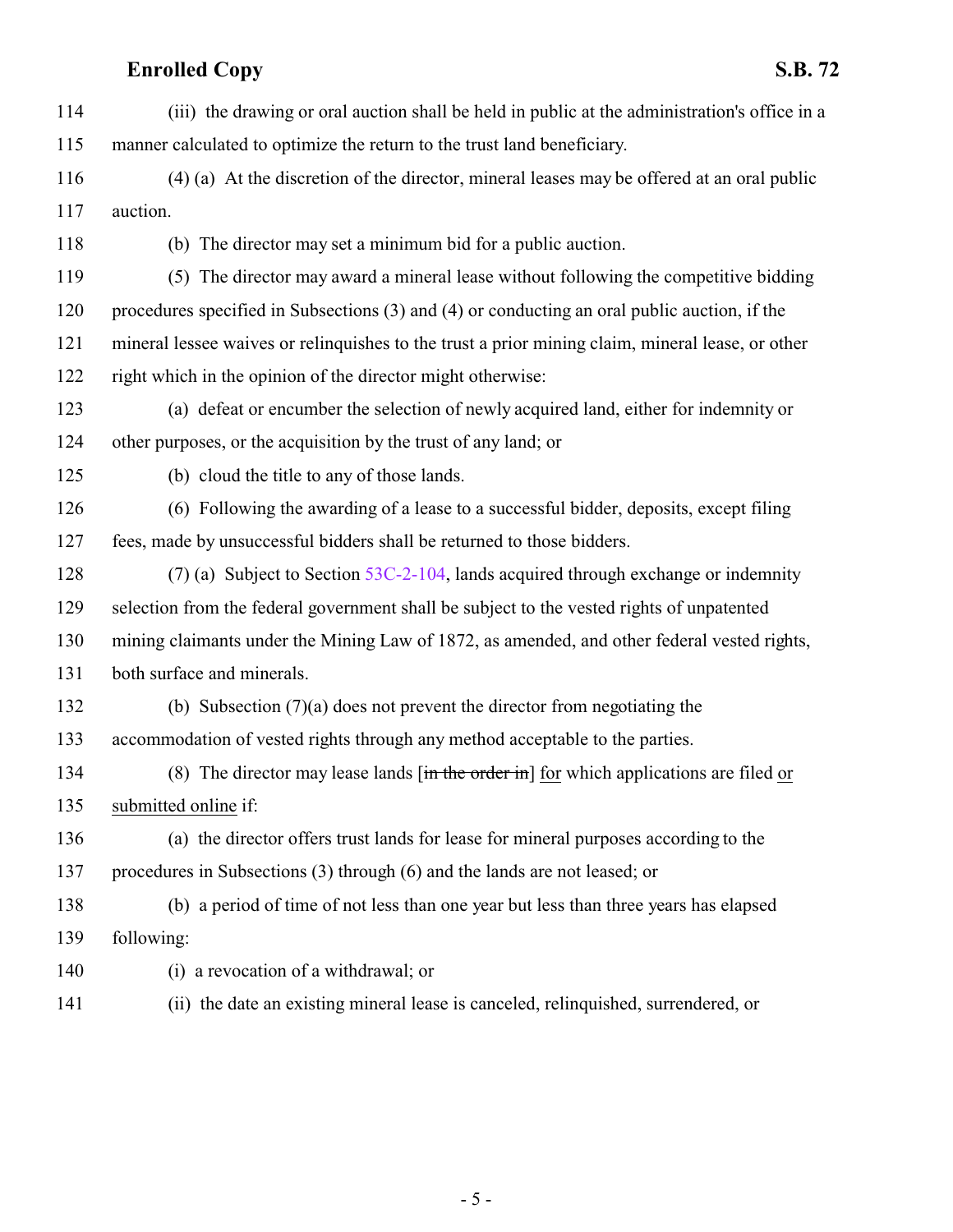(iii) the drawing or oral auction shall be held in public at the administration's office in a manner calculated to optimize the return to the trust land beneficiary.

(4) (a) At the discretion of the director, mineral leases may be offered at an oral public auction.

(b) The director may set a minimum bid for a public auction.

(5) The director may award a mineral lease without following the competitive bidding procedures specified in Subsections (3) and (4) or conducting an oral public auction, if the mineral lessee waives or relinquishes to the trust a prior mining claim, mineral lease, or other right which in the opinion of the director might otherwise:

(a) defeat or encumber the selection of newly acquired land, either for indemnity or other purposes, or the acquisition by the trust of any land; or

(b) cloud the title to any of those lands.

(6) Following the awarding of a lease to a successful bidder, deposits, except filing fees, made by unsuccessful bidders shall be returned to those bidders.

(7) (a) Subject to Section 53C-2-104, lands acquired through exchange or indemnity selection from the federal government shall be subject to the vested rights of unpatented mining claimants under the Mining Law of 1872, as amended, and other federal vested rights, both surface and minerals.

(b) Subsection (7)(a) does not prevent the director from negotiating the accommodation of vested rights through any method acceptable to the parties.

(8) The director may lease lands [~~in the order in~~] for which applications are filed or submitted online if:

(a) the director offers trust lands for lease for mineral purposes according to the procedures in Subsections (3) through (6) and the lands are not leased; or

(b) a period of time of not less than one year but less than three years has elapsed following:

(i) a revocation of a withdrawal; or

(ii) the date an existing mineral lease is canceled, relinquished, surrendered, or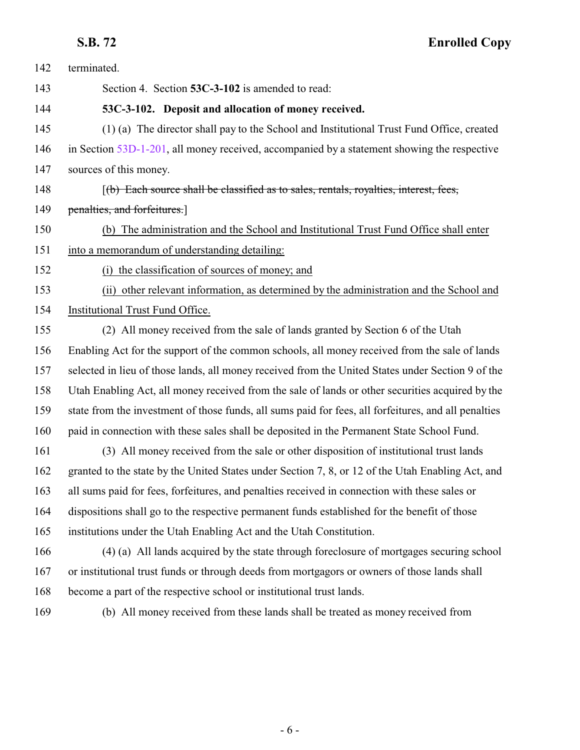terminated.

Section 4. Section **53C-3-102** is amended to read:

**53C-3-102. Deposit and allocation of money received.**

(1) (a) The director shall pay to the School and Institutional Trust Fund Office, created in Section 53D-1-201, all money received, accompanied by a statement showing the respective sources of this money.

[~~(b) Each source shall be classified as to sales, rentals, royalties, interest, fees, penalties, and forfeitures.~~]

<u>(b) The administration and the School and Institutional Trust Fund Office shall enter into a memorandum of understanding detailing:</u>

<u>(i) the classification of sources of money; and</u>

<u>(ii) other relevant information, as determined by the administration and the School and Institutional Trust Fund Office.</u>

(2) All money received from the sale of lands granted by Section 6 of the Utah Enabling Act for the support of the common schools, all money received from the sale of lands selected in lieu of those lands, all money received from the United States under Section 9 of the Utah Enabling Act, all money received from the sale of lands or other securities acquired by the state from the investment of those funds, all sums paid for fees, all forfeitures, and all penalties paid in connection with these sales shall be deposited in the Permanent State School Fund.

(3) All money received from the sale or other disposition of institutional trust lands granted to the state by the United States under Section 7, 8, or 12 of the Utah Enabling Act, and all sums paid for fees, forfeitures, and penalties received in connection with these sales or dispositions shall go to the respective permanent funds established for the benefit of those institutions under the Utah Enabling Act and the Utah Constitution.

(4) (a) All lands acquired by the state through foreclosure of mortgages securing school or institutional trust funds or through deeds from mortgagors or owners of those lands shall become a part of the respective school or institutional trust lands.

(b) All money received from these lands shall be treated as money received from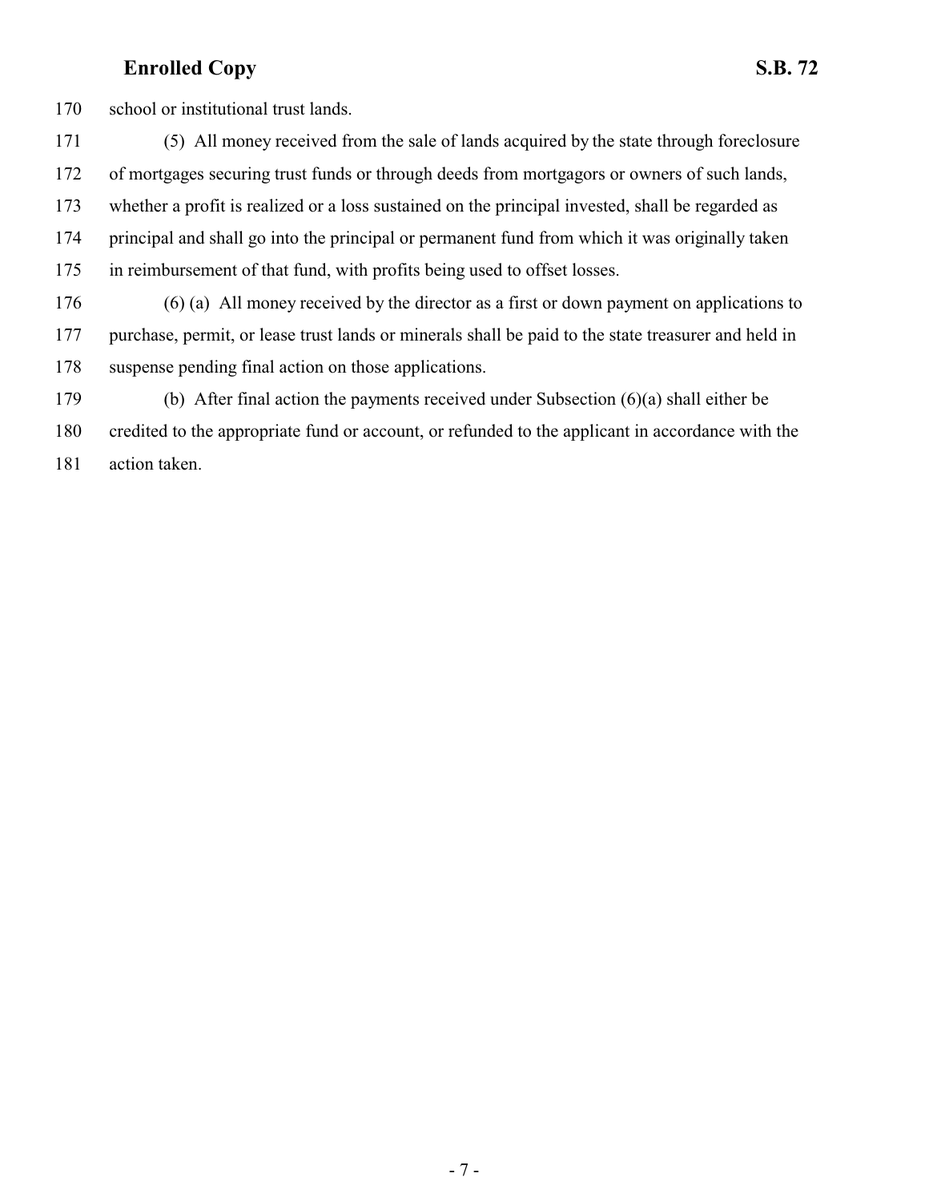school or institutional trust lands.

(5) All money received from the sale of lands acquired by the state through foreclosure of mortgages securing trust funds or through deeds from mortgagors or owners of such lands, whether a profit is realized or a loss sustained on the principal invested, shall be regarded as principal and shall go into the principal or permanent fund from which it was originally taken in reimbursement of that fund, with profits being used to offset losses.

(6) (a) All money received by the director as a first or down payment on applications to purchase, permit, or lease trust lands or minerals shall be paid to the state treasurer and held in suspense pending final action on those applications.

(b) After final action the payments received under Subsection (6)(a) shall either be credited to the appropriate fund or account, or refunded to the applicant in accordance with the action taken.